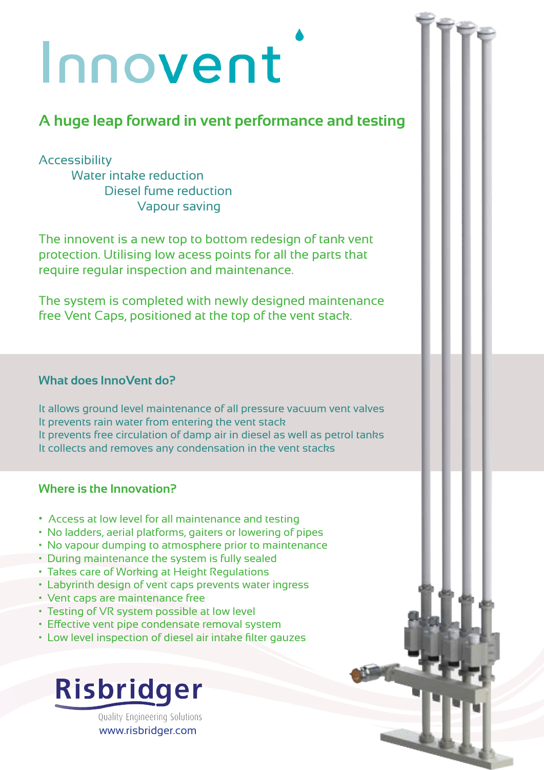# Innovent

## A huge leap forward in vent performance and testing

Accessibility
Water intake reduction
Diesel fume reduction
Vapour saving

The innovent is a new top to bottom redesign of tank vent protection. Utilising low acess points for all the parts that require regular inspection and maintenance.

The system is completed with newly designed maintenance free Vent Caps, positioned at the top of the vent stack.

### What does InnoVent do?

It allows ground level maintenance of all pressure vacuum vent valves
It prevents rain water from entering the vent stack
It prevents free circulation of damp air in diesel as well as petrol tanks
It collects and removes any condensation in the vent stacks

### Where is the Innovation?

- Access at low level for all maintenance and testing
- No ladders, aerial platforms, gaiters or lowering of pipes
- No vapour dumping to atmosphere prior to maintenance
- During maintenance the system is fully sealed
- Takes care of Working at Height Regulations
- Labyrinth design of vent caps prevents water ingress
- Vent caps are maintenance free
- Testing of VR system possible at low level
- Effective vent pipe condensate removal system
- Low level inspection of diesel air intake filter gauzes

**Risbridger**
Quality Engineering Solutions
www.risbridger.com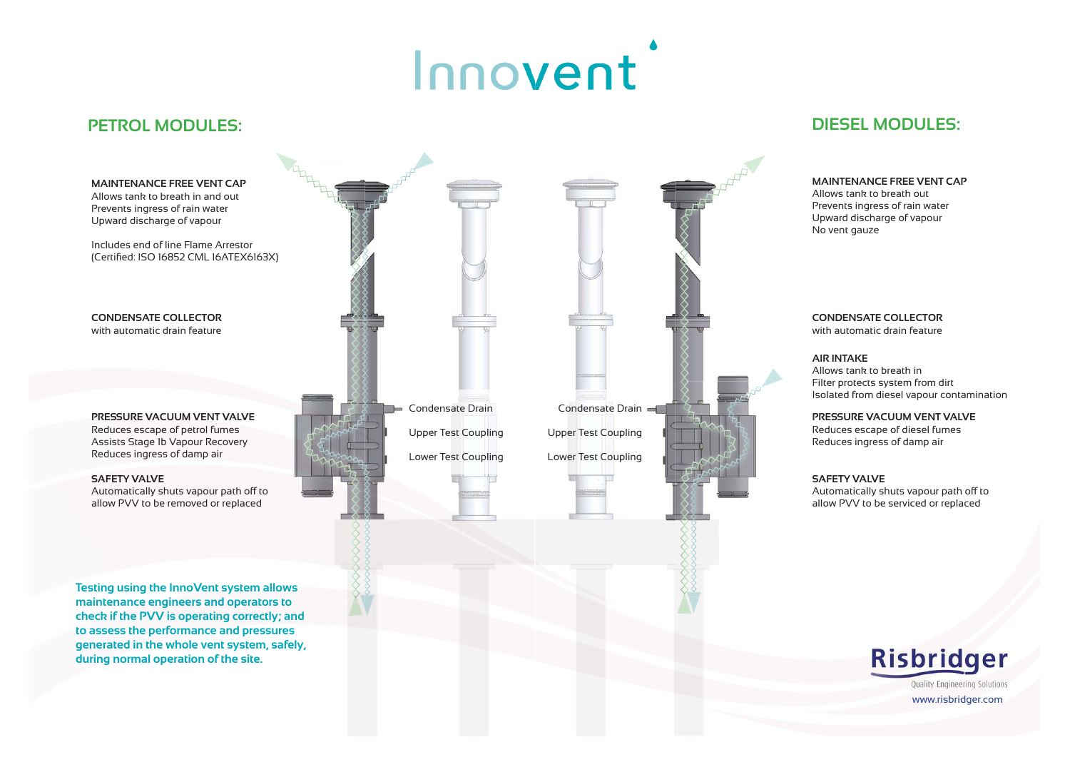# Innovent

## PETROL MODULES:

**MAINTENANCE FREE VENT CAP**
Allows tank to breath in and out
Prevents ingress of rain water
Upward discharge of vapour

Includes end of line Flame Arrestor
(Certified: ISO 16852 CML 16ATEX6163X)

**CONDENSATE COLLECTOR**
with automatic drain feature

**PRESSURE VACUUM VENT VALVE**
Reduces escape of petrol fumes
Assists Stage Ib Vapour Recovery
Reduces ingress of damp air

**SAFETY VALVE**
Automatically shuts vapour path off to allow PVV to be removed or replaced

Condensate Drain

Upper Test Coupling

Lower Test Coupling

**Testing using the InnoVent system allows maintenance engineers and operators to check if the PVV is operating correctly; and to assess the performance and pressures generated in the whole vent system, safely, during normal operation of the site.**

## DIESEL MODULES:

**MAINTENANCE FREE VENT CAP**
Allows tank to breath out
Prevents ingress of rain water
Upward discharge of vapour
No vent gauze

**CONDENSATE COLLECTOR**
with automatic drain feature

**AIR INTAKE**
Allows tank to breath in
Filter protects system from dirt
Isolated from diesel vapour contamination

**PRESSURE VACUUM VENT VALVE**
Reduces escape of diesel fumes
Reduces ingress of damp air

**SAFETY VALVE**
Automatically shuts vapour path off to allow PVV to be serviced or replaced

Condensate Drain

Upper Test Coupling

Lower Test Coupling

**Risbridger**
Quality Engineering Solutions
www.risbridger.com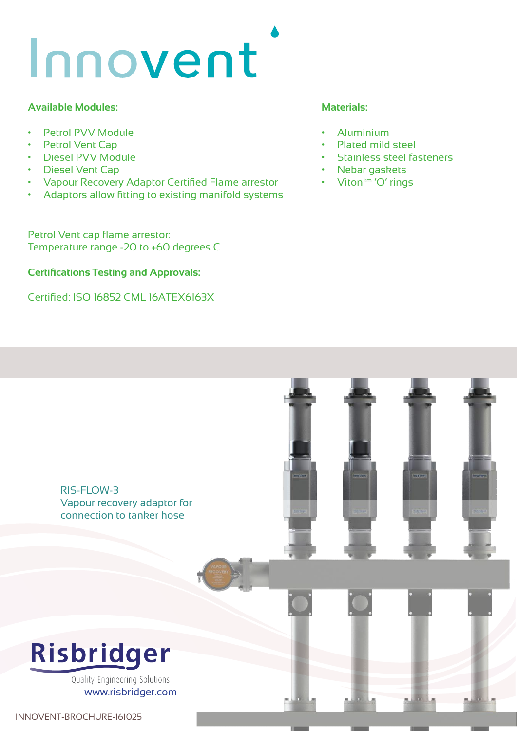# Innovent

**Available Modules:**

- Petrol PVV Module
- Petrol Vent Cap
- Diesel PVV Module
- Diesel Vent Cap
- Vapour Recovery Adaptor Certified Flame arrestor
- Adaptors allow fitting to existing manifold systems

**Materials:**

- Aluminium
- Plated mild steel
- Stainless steel fasteners
- Nebar gaskets
- Viton tm 'O' rings

Petrol Vent cap flame arrestor:
Temperature range -20 to +60 degrees C

**Certifications Testing and Approvals:**

Certified: ISO 16852 CML 16ATEX6163X

RIS-FLOW-3
Vapour recovery adaptor for connection to tanker hose

Risbridger
Quality Engineering Solutions
www.risbridger.com

INNOVENT-BROCHURE-161025